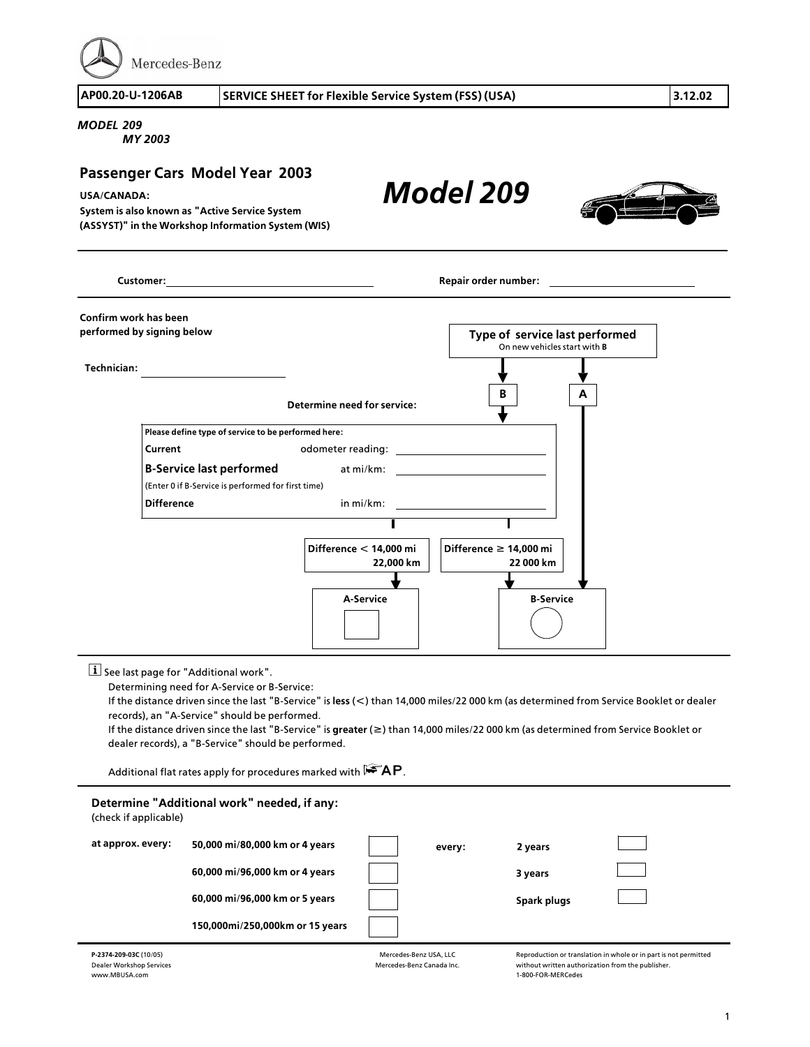| AP00.20-U-1206AB | SERVICE SHEET for Flexible Service System (FSS) (USA) | 3.12.02 |
|---|---|---|

*MODEL 209*
*MY 2003*

## Passenger Cars Model Year 2003

# *Model 209*

**USA/CANADA:**
**System is also known as "Active Service System (ASSYST)" in the Workshop Information System (WIS)**

**Customer:** ______________________ **Repair order number:** ______________________

**Confirm work has been performed by signing below**

**Technician:** ______________________

**Type of service last performed**
On new vehicles start with **B**

**B** | **A**

**Determine need for service:**

| **Please define type of service to be performed here:** | | |
|---|---|---|
| **Current** | odometer reading: | ______________ |
| **B-Service last performed** | at mi/km: | ______________ |
| (Enter 0 if B-Service is performed for first time) | | |
| **Difference** | in mi/km: | ______________ |

**Difference < 14,000 mi / 22,000 km** → **A-Service** ☐

**Difference ≥ 14,000 mi / 22 000 km** → **B-Service** ○

(Type of service last performed **A** → **B-Service**)

See last page for "Additional work".

Determining need for A-Service or B-Service:

If the distance driven since the last "B-Service" is **less** (<) than 14,000 miles/22 000 km (as determined from Service Booklet or dealer records), an "A-Service" should be performed.

If the distance driven since the last "B-Service" is **greater** (≥) than 14,000 miles/22 000 km (as determined from Service Booklet or dealer records), a "B-Service" should be performed.

Additional flat rates apply for procedures marked with AP.

### Determine "Additional work" needed, if any:

(check if applicable)

| **at approx. every:** | | | **every:** | | |
|---|---|---|---|---|---|
| | **50,000 mi/80,000 km or 4 years** | ☐ | | **2 years** | ☐ |
| | **60,000 mi/96,000 km or 4 years** | ☐ | | **3 years** | ☐ |
| | **60,000 mi/96,000 km or 5 years** | ☐ | | **Spark plugs** | ☐ |
| | **150,000mi/250,000km or 15 years** | ☐ | | | |

**P-2374-209-03C** (10/05)
Dealer Workshop Services
www.MBUSA.com

Mercedes-Benz USA, LLC
Mercedes-Benz Canada Inc.

Reproduction or translation in whole or in part is not permitted without written authorization from the publisher.
1-800-FOR-MERCedes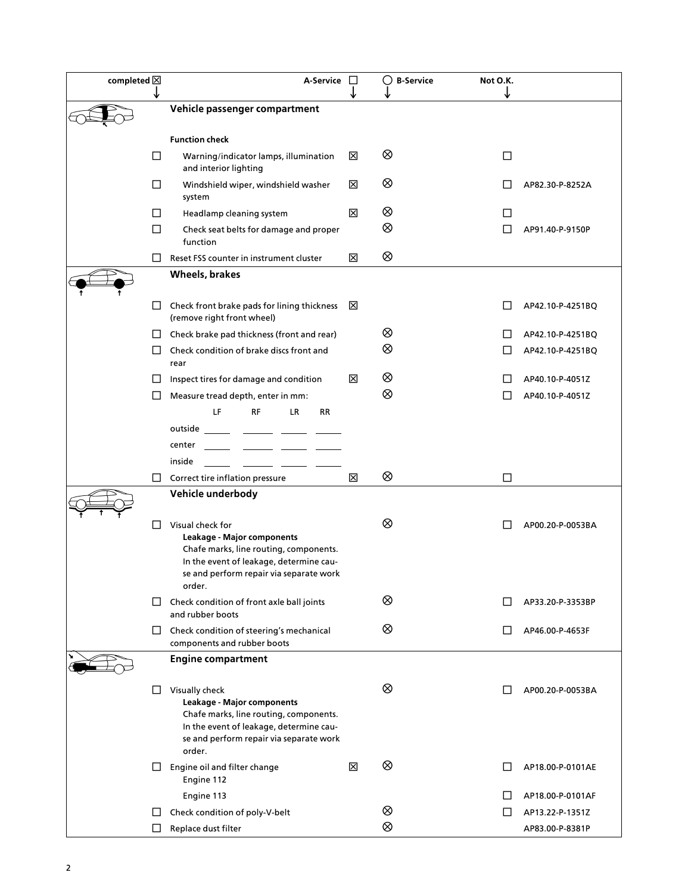| completed ☒ | | A-Service ☐ | ◯ B-Service | Not O.K. | |
|---|---|---|---|---|---|
| | **Vehicle passenger compartment** | | | | |
| | **Function check** | | | | |
| ☐ | Warning/indicator lamps, illumination and interior lighting | ☒ | ⊗ | ☐ | |
| ☐ | Windshield wiper, windshield washer system | ☒ | ⊗ | ☐ | AP82.30-P-8252A |
| ☐ | Headlamp cleaning system | ☒ | ⊗ | ☐ | |
| ☐ | Check seat belts for damage and proper function | | ⊗ | ☐ | AP91.40-P-9150P |
| ☐ | Reset FSS counter in instrument cluster | ☒ | ⊗ | | |
| | **Wheels, brakes** | | | | |
| ☐ | Check front brake pads for lining thickness (remove right front wheel) | ☒ | | ☐ | AP42.10-P-4251BQ |
| ☐ | Check brake pad thickness (front and rear) | | ⊗ | ☐ | AP42.10-P-4251BQ |
| ☐ | Check condition of brake discs front and rear | | ⊗ | ☐ | AP42.10-P-4251BQ |
| ☐ | Inspect tires for damage and condition | ☒ | ⊗ | ☐ | AP40.10-P-4051Z |
| ☐ | Measure tread depth, enter in mm: | | ⊗ | ☐ | AP40.10-P-4051Z |
| | LF / RF / LR / RR | | | | |
| | outside ____ ____ ____ ____ | | | | |
| | center ____ ____ ____ ____ | | | | |
| | inside ____ ____ ____ ____ | | | | |
| ☐ | Correct tire inflation pressure | ☒ | ⊗ | ☐ | |
| | **Vehicle underbody** | | | | |
| ☐ | Visual check for **Leakage - Major components** Chafe marks, line routing, components. In the event of leakage, determine cause and perform repair via separate work order. | | ⊗ | ☐ | AP00.20-P-0053BA |
| ☐ | Check condition of front axle ball joints and rubber boots | | ⊗ | ☐ | AP33.20-P-3353BP |
| ☐ | Check condition of steering's mechanical components and rubber boots | | ⊗ | ☐ | AP46.00-P-4653F |
| | **Engine compartment** | | | | |
| ☐ | Visually check **Leakage - Major components** Chafe marks, line routing, components. In the event of leakage, determine cause and perform repair via separate work order. | | ⊗ | ☐ | AP00.20-P-0053BA |
| ☐ | Engine oil and filter change Engine 112 | ☒ | ⊗ | ☐ | AP18.00-P-0101AE |
| | Engine 113 | | | ☐ | AP18.00-P-0101AF |
| ☐ | Check condition of poly-V-belt | | ⊗ | ☐ | AP13.22-P-1351Z |
| ☐ | Replace dust filter | | ⊗ | | AP83.00-P-8381P |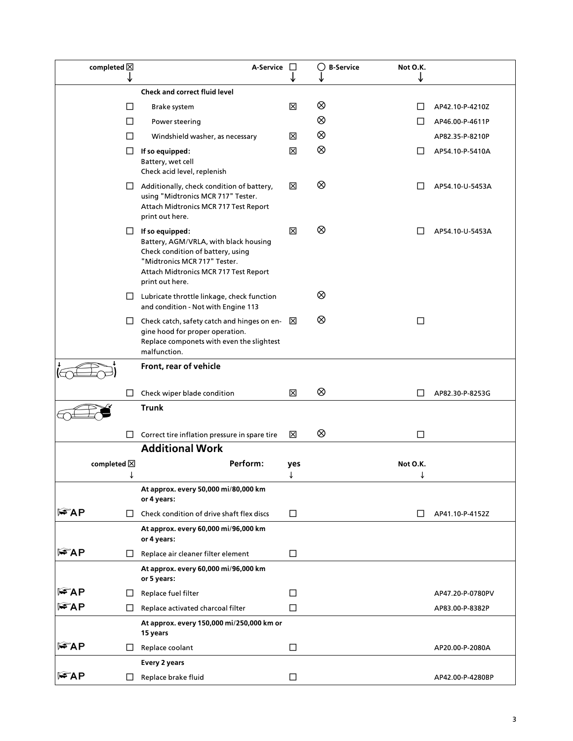| completed ☒ ↓ | A-Service ☐ ↓ | | ◯ B-Service ↓ | Not O.K. ↓ | |
|---|---|---|---|---|---|
| | **Check and correct fluid level** | | | | |
| ☐ | Brake system | ☒ | ⊗ | ☐ | AP42.10-P-4210Z |
| ☐ | Power steering | | ⊗ | ☐ | AP46.00-P-4611P |
| ☐ | Windshield washer, as necessary | ☒ | ⊗ | | AP82.35-P-8210P |
| ☐ | **If so equipped:** Battery, wet cell Check acid level, replenish | ☒ | ⊗ | ☐ | AP54.10-P-5410A |
| ☐ | Additionally, check condition of battery, using "Midtronics MCR 717" Tester. Attach Midtronics MCR 717 Test Report print out here. | ☒ | ⊗ | ☐ | AP54.10-U-5453A |
| ☐ | **If so equipped:** Battery, AGM/VRLA, with black housing Check condition of battery, using "Midtronics MCR 717" Tester. Attach Midtronics MCR 717 Test Report print out here. | ☒ | ⊗ | ☐ | AP54.10-U-5453A |
| ☐ | Lubricate throttle linkage, check function and condition - Not with Engine 113 | | ⊗ | | |
| ☐ | Check catch, safety catch and hinges on engine hood for proper operation. Replace componets with even the slightest malfunction. | ☒ | ⊗ | ☐ | |
| | **Front, rear of vehicle** | | | | |
| ☐ | Check wiper blade condition | ☒ | ⊗ | ☐ | AP82.30-P-8253G |
| | **Trunk** | | | | |
| ☐ | Correct tire inflation pressure in spare tire | ☒ | ⊗ | ☐ | |

## Additional Work

| | completed ☒ ↓ | Perform: | yes ↓ | Not O.K. ↓ | |
|---|---|---|---|---|---|
| | | **At approx. every 50,000 mi/80,000 km or 4 years:** | | | |
| AP | ☐ | Check condition of drive shaft flex discs | ☐ | ☐ | AP41.10-P-4152Z |
| | | **At approx. every 60,000 mi/96,000 km or 4 years:** | | | |
| AP | ☐ | Replace air cleaner filter element | ☐ | | |
| | | **At approx. every 60,000 mi/96,000 km or 5 years:** | | | |
| AP | ☐ | Replace fuel filter | ☐ | | AP47.20-P-0780PV |
| AP | ☐ | Replace activated charcoal filter | ☐ | | AP83.00-P-8382P |
| | | **At approx. every 150,000 mi/250,000 km or 15 years** | | | |
| AP | ☐ | Replace coolant | ☐ | | AP20.00-P-2080A |
| | | **Every 2 years** | | | |
| AP | ☐ | Replace brake fluid | ☐ | | AP42.00-P-4280BP |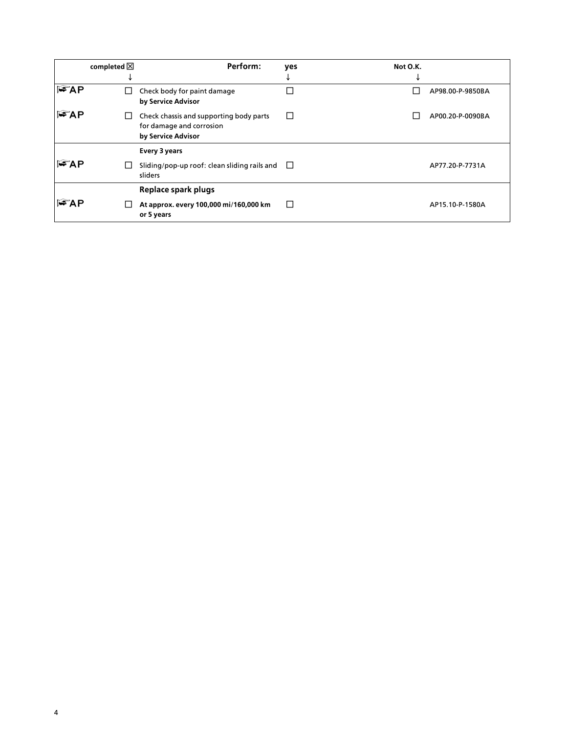| | completed ☒ ↓ | Perform: | yes ↓ | Not O.K. ↓ | |
|---|---|---|---|---|---|
| ☞AP | ☐ | Check body for paint damage **by Service Advisor** | ☐ | ☐ | AP98.00-P-9850BA |
| ☞AP | ☐ | Check chassis and supporting body parts for damage and corrosion **by Service Advisor** | ☐ | ☐ | AP00.20-P-0090BA |
| | | **Every 3 years** | | | |
| ☞AP | ☐ | Sliding/pop-up roof: clean sliding rails and sliders | ☐ | | AP77.20-P-7731A |
| | | **Replace spark plugs** | | | |
| ☞AP | ☐ | **At approx. every 100,000 mi/160,000 km or 5 years** | ☐ | | AP15.10-P-1580A |